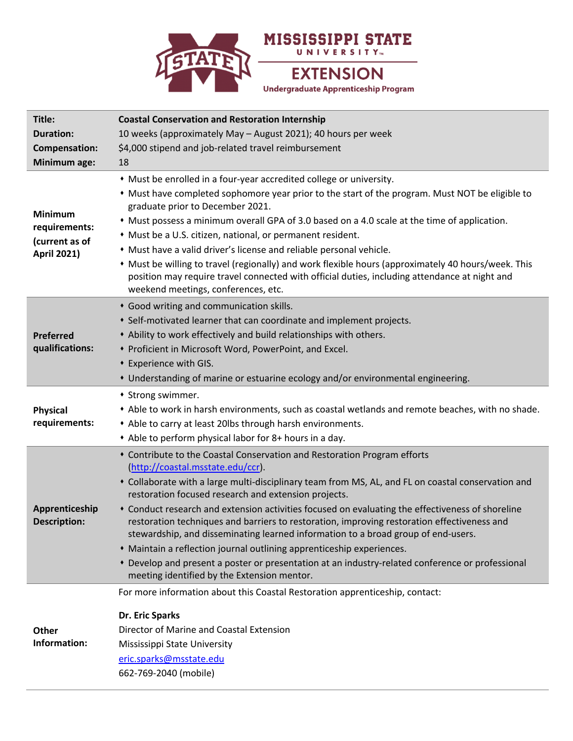# MISSISSIPPI STATE UNIVERSITY EXTENSION

## Undergraduate Apprenticeship Program

| | |
|---|---|
| **Title:** | **Coastal Conservation and Restoration Internship** |
| **Duration:** | 10 weeks (approximately May – August 2021); 40 hours per week |
| **Compensation:** | $4,000 stipend and job-related travel reimbursement |
| **Minimum age:** | 18 |
| **Minimum requirements: (current as of April 2021)** | • Must be enrolled in a four-year accredited college or university.<br>• Must have completed sophomore year prior to the start of the program. Must NOT be eligible to graduate prior to December 2021.<br>• Must possess a minimum overall GPA of 3.0 based on a 4.0 scale at the time of application.<br>• Must be a U.S. citizen, national, or permanent resident.<br>• Must have a valid driver's license and reliable personal vehicle.<br>• Must be willing to travel (regionally) and work flexible hours (approximately 40 hours/week. This position may require travel connected with official duties, including attendance at night and weekend meetings, conferences, etc. |
| **Preferred qualifications:** | • Good writing and communication skills.<br>• Self-motivated learner that can coordinate and implement projects.<br>• Ability to work effectively and build relationships with others.<br>• Proficient in Microsoft Word, PowerPoint, and Excel.<br>• Experience with GIS.<br>• Understanding of marine or estuarine ecology and/or environmental engineering. |
| **Physical requirements:** | • Strong swimmer.<br>• Able to work in harsh environments, such as coastal wetlands and remote beaches, with no shade.<br>• Able to carry at least 20lbs through harsh environments.<br>• Able to perform physical labor for 8+ hours in a day. |
| **Apprenticeship Description:** | • Contribute to the Coastal Conservation and Restoration Program efforts (http://coastal.msstate.edu/ccr).<br>• Collaborate with a large multi-disciplinary team from MS, AL, and FL on coastal conservation and restoration focused research and extension projects.<br>• Conduct research and extension activities focused on evaluating the effectiveness of shoreline restoration techniques and barriers to restoration, improving restoration effectiveness and stewardship, and disseminating learned information to a broad group of end-users.<br>• Maintain a reflection journal outlining apprenticeship experiences.<br>• Develop and present a poster or presentation at an industry-related conference or professional meeting identified by the Extension mentor. |
| **Other Information:** | For more information about this Coastal Restoration apprenticeship, contact:<br><br>**Dr. Eric Sparks**<br>Director of Marine and Coastal Extension<br>Mississippi State University<br>eric.sparks@msstate.edu<br>662-769-2040 (mobile) |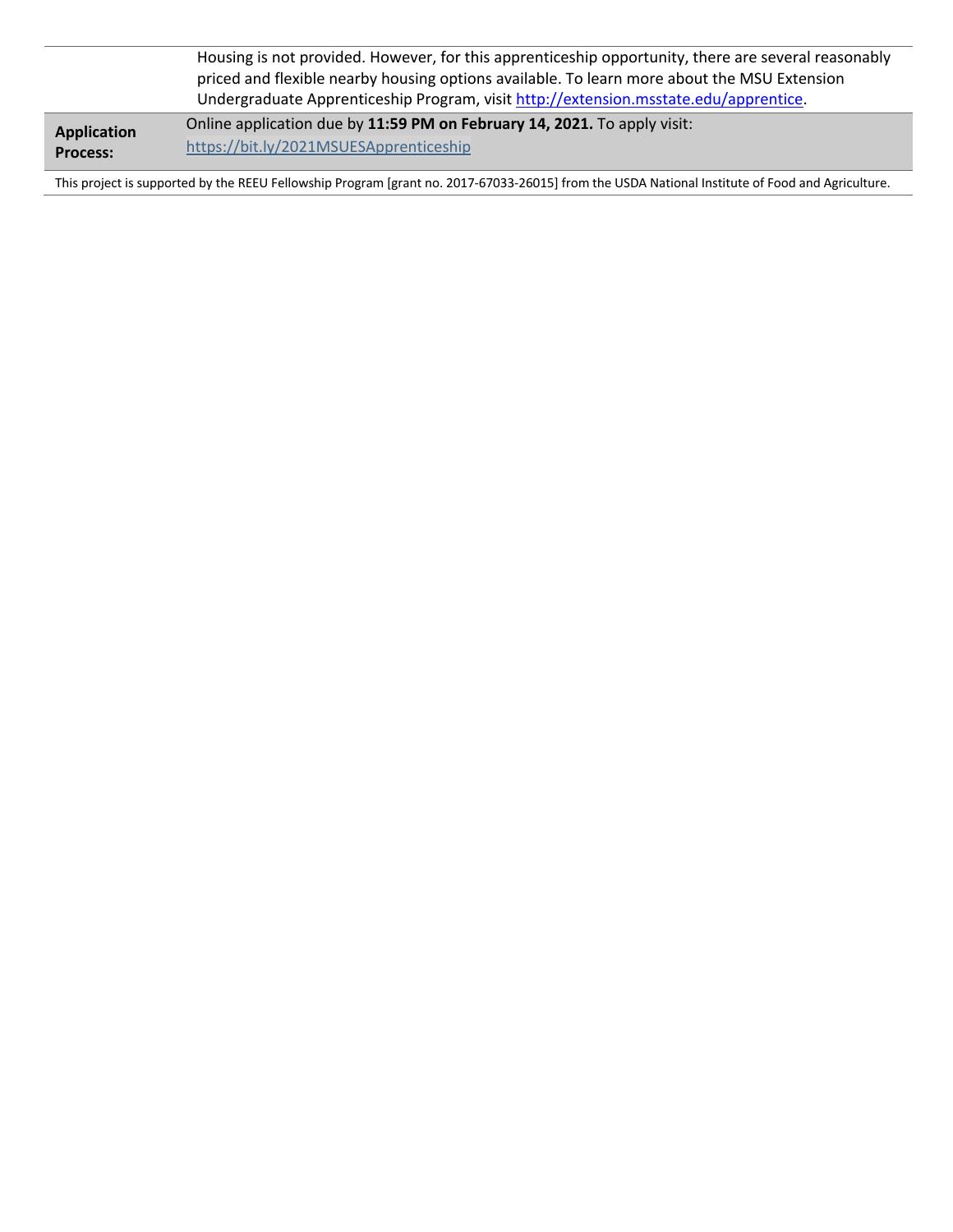| | |
|---|---|
| | Housing is not provided. However, for this apprenticeship opportunity, there are several reasonably priced and flexible nearby housing options available. To learn more about the MSU Extension Undergraduate Apprenticeship Program, visit [http://extension.msstate.edu/apprentice](http://extension.msstate.edu/apprentice). |
| **Application Process:** | Online application due by **11:59 PM on February 14, 2021.** To apply visit: [https://bit.ly/2021MSUESApprenticeship](https://bit.ly/2021MSUESApprenticeship) |

This project is supported by the REEU Fellowship Program [grant no. 2017-67033-26015] from the USDA National Institute of Food and Agriculture.